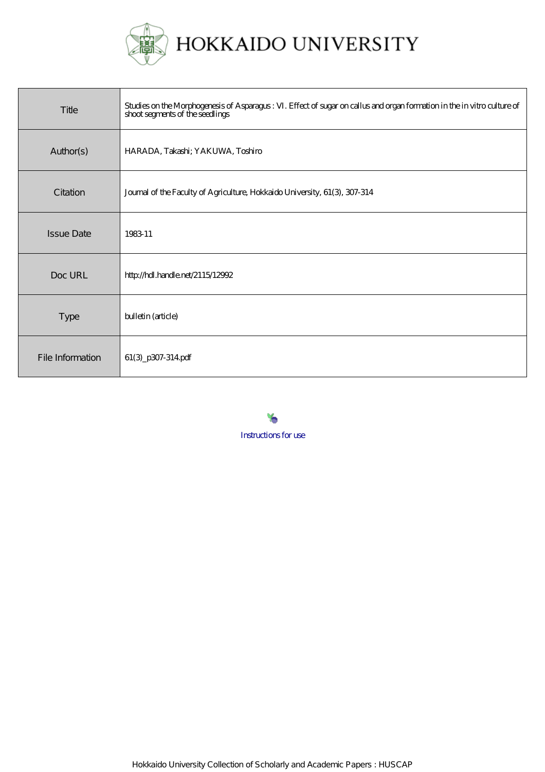# HOKKAIDO UNIVERSITY

| | |
|---|---|
| Title | Studies on the Morphogenesis of Asparagus : VI. Effect of sugar on callus and organ formation in the in vitro culture of shoot segments of the seedlings |
| Author(s) | HARADA, Takashi; YAKUWA, Toshiro |
| Citation | Journal of the Faculty of Agriculture, Hokkaido University, 61(3), 307-314 |
| Issue Date | 1983-11 |
| Doc URL | http://hdl.handle.net/2115/12992 |
| Type | bulletin (article) |
| File Information | 61(3)_p307-314.pdf |

Instructions for use

Hokkaido University Collection of Scholarly and Academic Papers : HUSCAP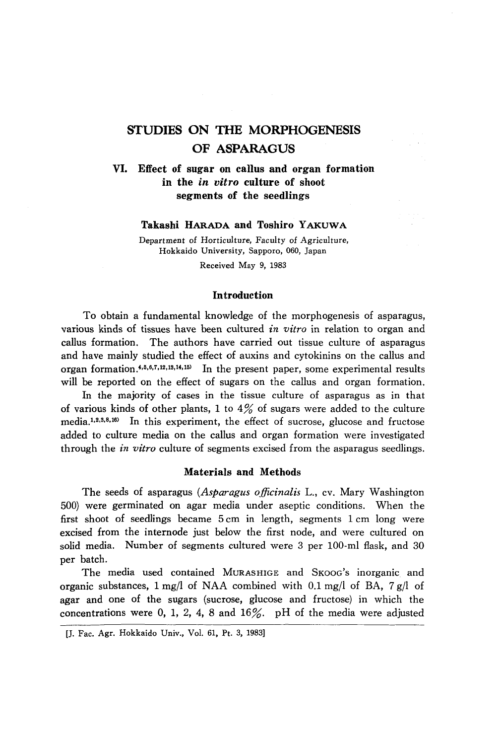# STUDIES ON THE MORPHOGENESIS OF ASPARAGUS

## VI. Effect of sugar on callus and organ formation in the *in vitro* culture of shoot segments of the seedlings

**Takashi HARADA and Toshiro YAKUWA**

Department of Horticulture, Faculty of Agriculture, Hokkaido University, Sapporo, 060, Japan

Received May 9, 1983

### Introduction

To obtain a fundamental knowledge of the morphogenesis of asparagus, various kinds of tissues have been cultured *in vitro* in relation to organ and callus formation. The authors have carried out tissue culture of asparagus and have mainly studied the effect of auxins and cytokinins on the callus and organ formation.[4,5,6,7,12,13,14,15] In the present paper, some experimental results will be reported on the effect of sugars on the callus and organ formation.

In the majority of cases in the tissue culture of asparagus as in that of various kinds of other plants, 1 to 4% of sugars were added to the culture media.[1,2,3,8,10] In this experiment, the effect of sucrose, glucose and fructose added to culture media on the callus and organ formation were investigated through the *in vitro* culture of segments excised from the asparagus seedlings.

### Materials and Methods

The seeds of asparagus (*Asparagus officinalis* L., cv. Mary Washington 500) were germinated on agar media under aseptic conditions. When the first shoot of seedlings became 5 cm in length, segments 1 cm long were excised from the internode just below the first node, and were cultured on solid media. Number of segments cultured were 3 per 100-ml flask, and 30 per batch.

The media used contained MURASHIGE and SKOOG's inorganic and organic substances, 1 mg/l of NAA combined with 0.1 mg/l of BA, 7 g/l of agar and one of the sugars (sucrose, glucose and fructose) in which the concentrations were 0, 1, 2, 4, 8 and 16%. pH of the media were adjusted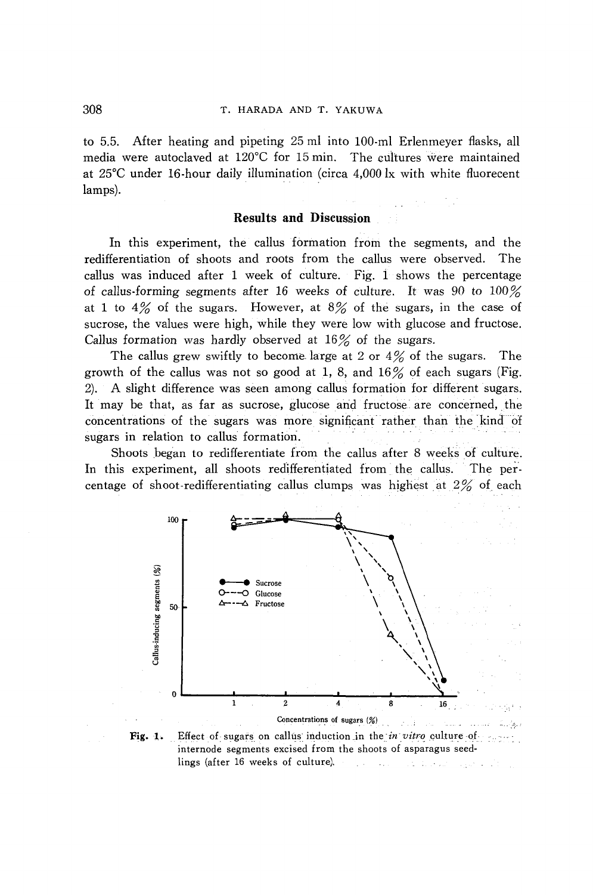to 5.5. After heating and pipeting 25 ml into 100-ml Erlenmeyer flasks, all media were autoclaved at 120°C for 15 min. The cultures were maintained at 25°C under 16-hour daily illumination (circa 4,000 lx with white fluorecent lamps).

## Results and Discussion

In this experiment, the callus formation from the segments, and the redifferentiation of shoots and roots from the callus were observed. The callus was induced after 1 week of culture. Fig. 1 shows the percentage of callus-forming segments after 16 weeks of culture. It was 90 to 100% at 1 to 4% of the sugars. However, at 8% of the sugars, in the case of sucrose, the values were high, while they were low with glucose and fructose. Callus formation was hardly observed at 16% of the sugars.

The callus grew swiftly to become large at 2 or 4% of the sugars. The growth of the callus was not so good at 1, 8, and 16% of each sugars (Fig. 2). A slight difference was seen among callus formation for different sugars. It may be that, as far as sucrose, glucose and fructose are concerned, the concentrations of the sugars was more significant rather than the kind of sugars in relation to callus formation.

Shoots began to redifferentiate from the callus after 8 weeks of culture. In this experiment, all shoots redifferentiated from the callus. The percentage of shoot-redifferentiating callus clumps was highest at 2% of each

**Fig. 1.** Effect of sugars on callus induction in the *in vitro* culture of internode segments excised from the shoots of asparagus seedlings (after 16 weeks of culture).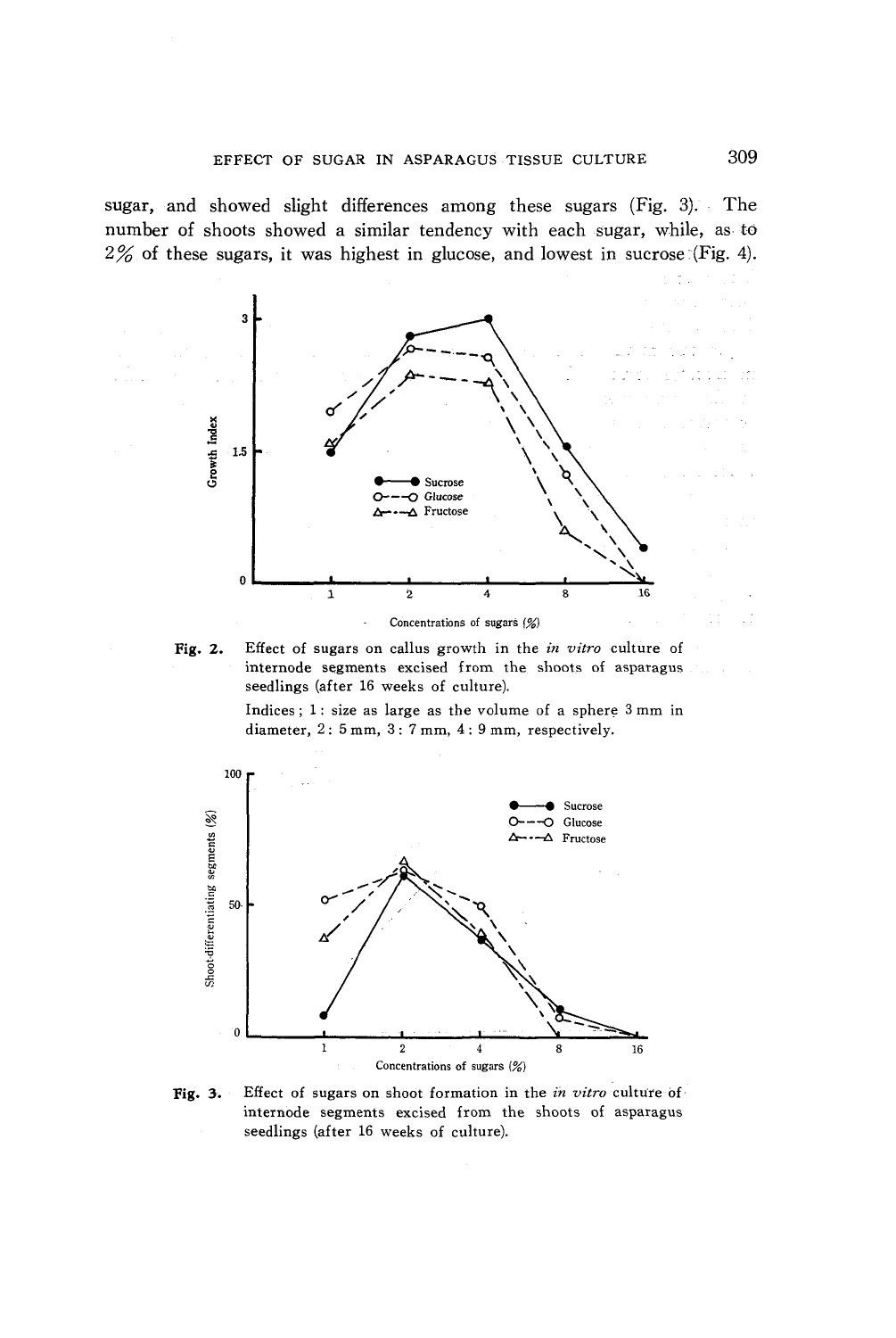sugar, and showed slight differences among these sugars (Fig. 3). The number of shoots showed a similar tendency with each sugar, while, as to 2% of these sugars, it was highest in glucose, and lowest in sucrose (Fig. 4).

**Fig. 2.** Effect of sugars on callus growth in the *in vitro* culture of internode segments excised from the shoots of asparagus seedlings (after 16 weeks of culture).

Indices; 1: size as large as the volume of a sphere 3 mm in diameter, 2: 5 mm, 3: 7 mm, 4: 9 mm, respectively.

**Fig. 3.** Effect of sugars on shoot formation in the *in vitro* culture of internode segments excised from the shoots of asparagus seedlings (after 16 weeks of culture).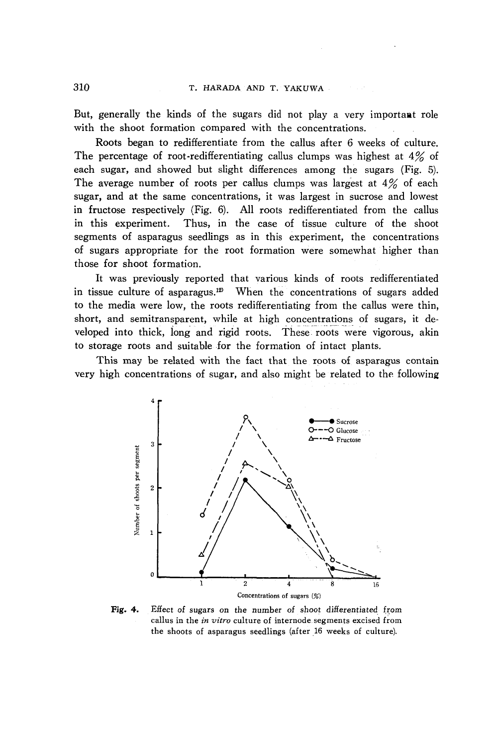But, generally the kinds of the sugars did not play a very important role with the shoot formation compared with the concentrations.

Roots began to redifferentiate from the callus after 6 weeks of culture. The percentage of root-redifferentiating callus clumps was highest at 4% of each sugar, and showed but slight differences among the sugars (Fig. 5). The average number of roots per callus clumps was largest at 4% of each sugar, and at the same concentrations, it was largest in sucrose and lowest in fructose respectively (Fig. 6). All roots redifferentiated from the callus in this experiment. Thus, in the case of tissue culture of the shoot segments of asparagus seedlings as in this experiment, the concentrations of sugars appropriate for the root formation were somewhat higher than those for shoot formation.

It was previously reported that various kinds of roots redifferentiated in tissue culture of asparagus.[12] When the concentrations of sugars added to the media were low, the roots redifferentiating from the callus were thin, short, and semitransparent, while at high concentrations of sugars, it developed into thick, long and rigid roots. These roots were vigorous, akin to storage roots and suitable for the formation of intact plants.

This may be related with the fact that the roots of asparagus contain very high concentrations of sugar, and also might be related to the following

**Fig. 4.** Effect of sugars on the number of shoot differentiated from callus in the *in vitro* culture of internode segments excised from the shoots of asparagus seedlings (after 16 weeks of culture).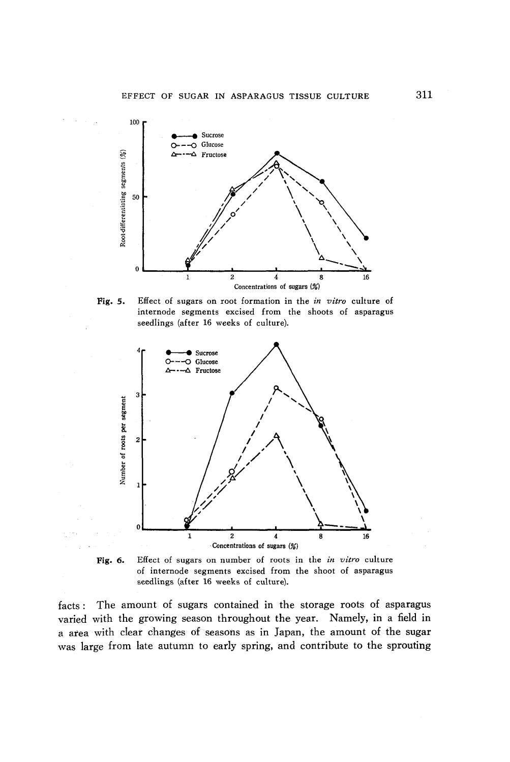Fig. 5. Effect of sugars on root formation in the *in vitro* culture of internode segments excised from the shoots of asparagus seedlings (after 16 weeks of culture).

Fig. 6. Effect of sugars on number of roots in the *in vitro* culture of internode segments excised from the shoot of asparagus seedlings (after 16 weeks of culture).

facts: The amount of sugars contained in the storage roots of asparagus varied with the growing season throughout the year. Namely, in a field in a area with clear changes of seasons as in Japan, the amount of the sugar was large from late autumn to early spring, and contribute to the sprouting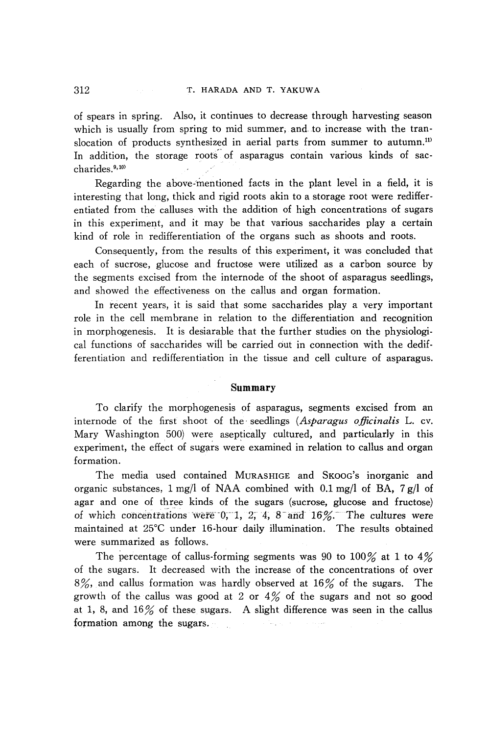of spears in spring. Also, it continues to decrease through harvesting season which is usually from spring to mid summer, and to increase with the translocation of products synthesized in aerial parts from summer to autumn.[11] In addition, the storage roots of asparagus contain various kinds of saccharides.[9,10]

Regarding the above-mentioned facts in the plant level in a field, it is interesting that long, thick and rigid roots akin to a storage root were redifferentiated from the calluses with the addition of high concentrations of sugars in this experiment, and it may be that various saccharides play a certain kind of role in redifferentiation of the organs such as shoots and roots.

Consequently, from the results of this experiment, it was concluded that each of sucrose, glucose and fructose were utilized as a carbon source by the segments excised from the internode of the shoot of asparagus seedlings, and showed the effectiveness on the callus and organ formation.

In recent years, it is said that some saccharides play a very important role in the cell membrane in relation to the differentiation and recognition in morphogenesis. It is desiarable that the further studies on the physiological functions of saccharides will be carried out in connection with the dedifferentiation and redifferentiation in the tissue and cell culture of asparagus.

## Summary

To clarify the morphogenesis of asparagus, segments excised from an internode of the first shoot of the seedlings (*Asparagus officinalis* L. cv. Mary Washington 500) were aseptically cultured, and particularly in this experiment, the effect of sugars were examined in relation to callus and organ formation.

The media used contained MURASHIGE and SKOOG's inorganic and organic substances, 1 mg/l of NAA combined with 0.1 mg/l of BA, 7 g/l of agar and one of three kinds of the sugars (sucrose, glucose and fructose) of which concentrations were 0, 1, 2, 4, 8 and 16%. The cultures were maintained at 25°C under 16-hour daily illumination. The results obtained were summarized as follows.

The percentage of callus-forming segments was 90 to 100% at 1 to 4% of the sugars. It decreased with the increase of the concentrations of over 8%, and callus formation was hardly observed at 16% of the sugars. The growth of the callus was good at 2 or 4% of the sugars and not so good at 1, 8, and 16% of these sugars. A slight difference was seen in the callus formation among the sugars.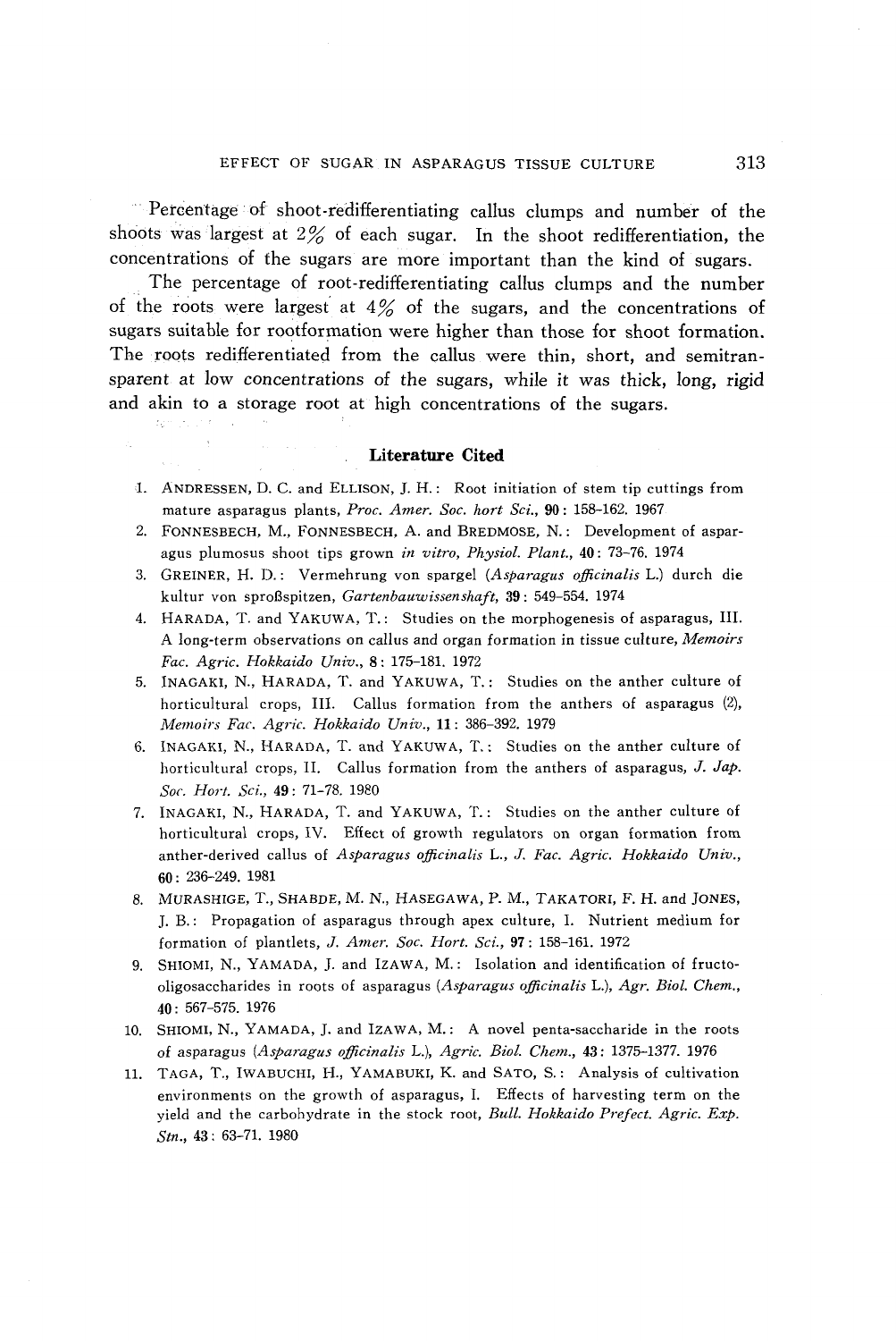Percentage of shoot-redifferentiating callus clumps and number of the shoots was largest at 2% of each sugar. In the shoot redifferentiation, the concentrations of the sugars are more important than the kind of sugars.

The percentage of root-redifferentiating callus clumps and the number of the roots were largest at 4% of the sugars, and the concentrations of sugars suitable for rootformation were higher than those for shoot formation. The roots redifferentiated from the callus were thin, short, and semitransparent at low concentrations of the sugars, while it was thick, long, rigid and akin to a storage root at high concentrations of the sugars.

## Literature Cited

1. ANDRESSEN, D. C. and ELLISON, J. H.: Root initiation of stem tip cuttings from mature asparagus plants, *Proc. Amer. Soc. hort Sci.*, **90**: 158–162. 1967
2. FONNESBECH, M., FONNESBECH, A. and BREDMOSE, N.: Development of asparagus plumosus shoot tips grown *in vitro*, *Physiol. Plant.*, **40**: 73–76. 1974
3. GREINER, H. D.: Vermehrung von spargel (*Asparagus officinalis* L.) durch die kultur von sproßspitzen, *Gartenbauwissenshaft*, **39**: 549–554. 1974
4. HARADA, T. and YAKUWA, T.: Studies on the morphogenesis of asparagus, III. A long-term observations on callus and organ formation in tissue culture, *Memoirs Fac. Agric. Hokkaido Univ.*, **8**: 175–181. 1972
5. INAGAKI, N., HARADA, T. and YAKUWA, T.: Studies on the anther culture of horticultural crops, III. Callus formation from the anthers of asparagus (2), *Memoirs Fac. Agric. Hokkaido Univ.*, **11**: 386–392. 1979
6. INAGAKI, N., HARADA, T. and YAKUWA, T.: Studies on the anther culture of horticultural crops, II. Callus formation from the anthers of asparagus, *J. Jap. Soc. Hort. Sci.*, **49**: 71–78. 1980
7. INAGAKI, N., HARADA, T. and YAKUWA, T.: Studies on the anther culture of horticultural crops, IV. Effect of growth regulators on organ formation from anther-derived callus of *Asparagus officinalis* L., *J. Fac. Agric. Hokkaido Univ.*, **60**: 236–249. 1981
8. MURASHIGE, T., SHABDE, M. N., HASEGAWA, P. M., TAKATORI, F. H. and JONES, J. B.: Propagation of asparagus through apex culture, I. Nutrient medium for formation of plantlets, *J. Amer. Soc. Hort. Sci.*, **97**: 158–161. 1972
9. SHIOMI, N., YAMADA, J. and IZAWA, M.: Isolation and identification of fructo-oligosaccharides in roots of asparagus (*Asparagus officinalis* L.), *Agr. Biol. Chem.*, **40**: 567–575. 1976
10. SHIOMI, N., YAMADA, J. and IZAWA, M.: A novel penta-saccharide in the roots of asparagus (*Asparagus officinalis* L.), *Agric. Biol. Chem.*, **43**: 1375–1377. 1976
11. TAGA, T., IWABUCHI, H., YAMABUKI, K. and SATO, S.: Analysis of cultivation environments on the growth of asparagus, I. Effects of harvesting term on the yield and the carbohydrate in the stock root, *Bull. Hokkaido Prefect. Agric. Exp. Stn.*, **43**: 63–71. 1980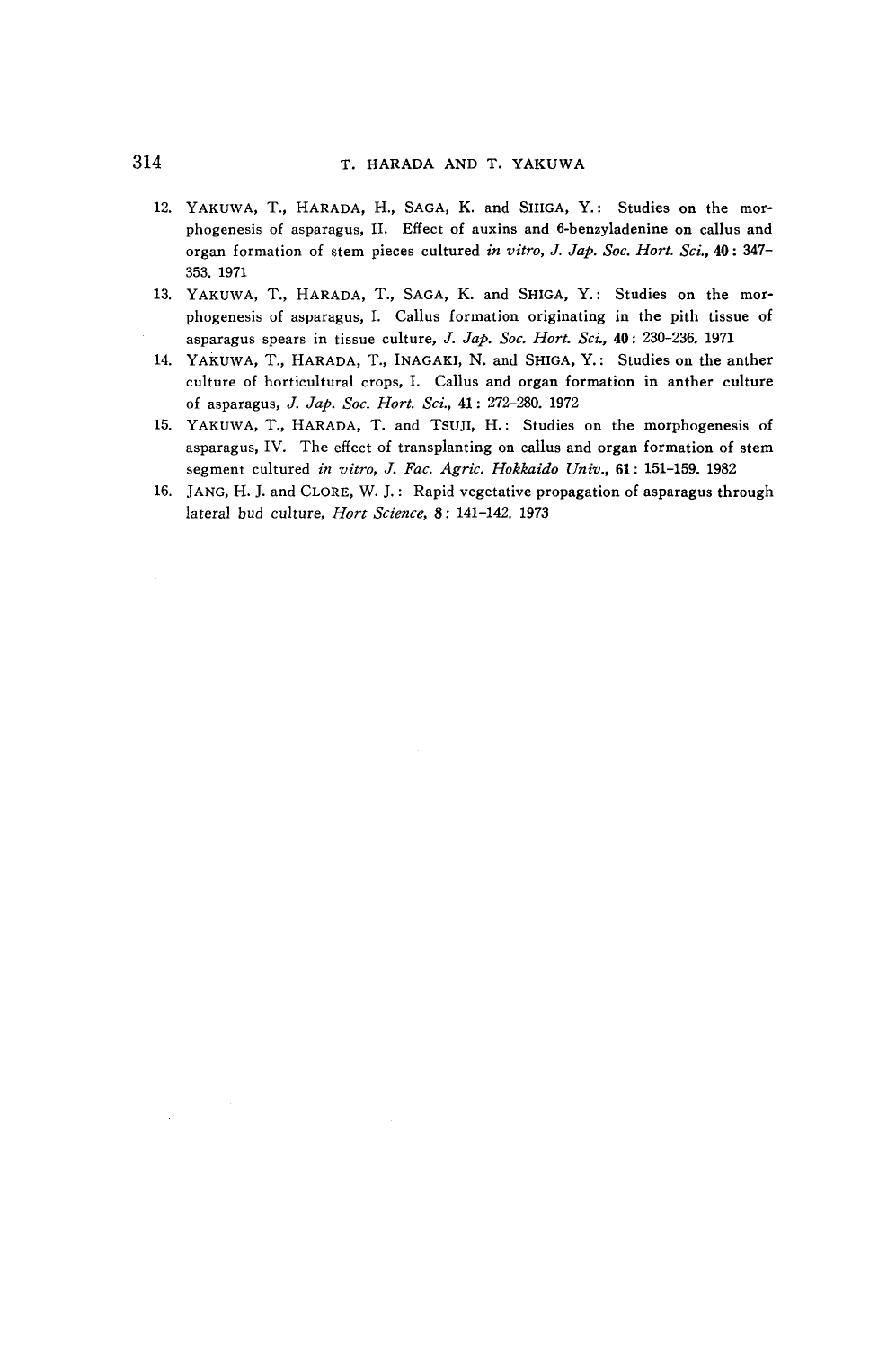12. YAKUWA, T., HARADA, H., SAGA, K. and SHIGA, Y.: Studies on the morphogenesis of asparagus, II. Effect of auxins and 6-benzyladenine on callus and organ formation of stem pieces cultured *in vitro*, *J. Jap. Soc. Hort. Sci.*, **40**: 347–353. 1971
13. YAKUWA, T., HARADA, T., SAGA, K. and SHIGA, Y.: Studies on the morphogenesis of asparagus, I. Callus formation originating in the pith tissue of asparagus spears in tissue culture, *J. Jap. Soc. Hort. Sci.*, **40**: 230–236. 1971
14. YAKUWA, T., HARADA, T., INAGAKI, N. and SHIGA, Y.: Studies on the anther culture of horticultural crops, I. Callus and organ formation in anther culture of asparagus, *J. Jap. Soc. Hort. Sci.*, **41**: 272–280. 1972
15. YAKUWA, T., HARADA, T. and TSUJI, H.: Studies on the morphogenesis of asparagus, IV. The effect of transplanting on callus and organ formation of stem segment cultured *in vitro*, *J. Fac. Agric. Hokkaido Univ.*, **61**: 151–159. 1982
16. JANG, H. J. and CLORE, W. J.: Rapid vegetative propagation of asparagus through lateral bud culture, *Hort Science*, **8**: 141–142. 1973